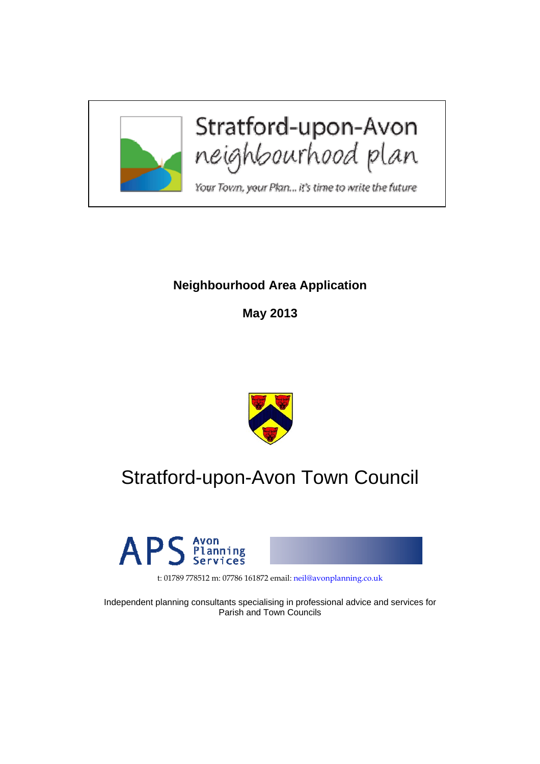Stratford-upon-Avon
*neighbourhood plan*

*Your Town, your Plan... it's time to write the future*

**Neighbourhood Area Application**

**May 2013**

# Stratford-upon-Avon Town Council

APS Avon Planning Services

t: 01789 778512 m: 07786 161872 email: neil@avonplanning.co.uk

Independent planning consultants specialising in professional advice and services for Parish and Town Councils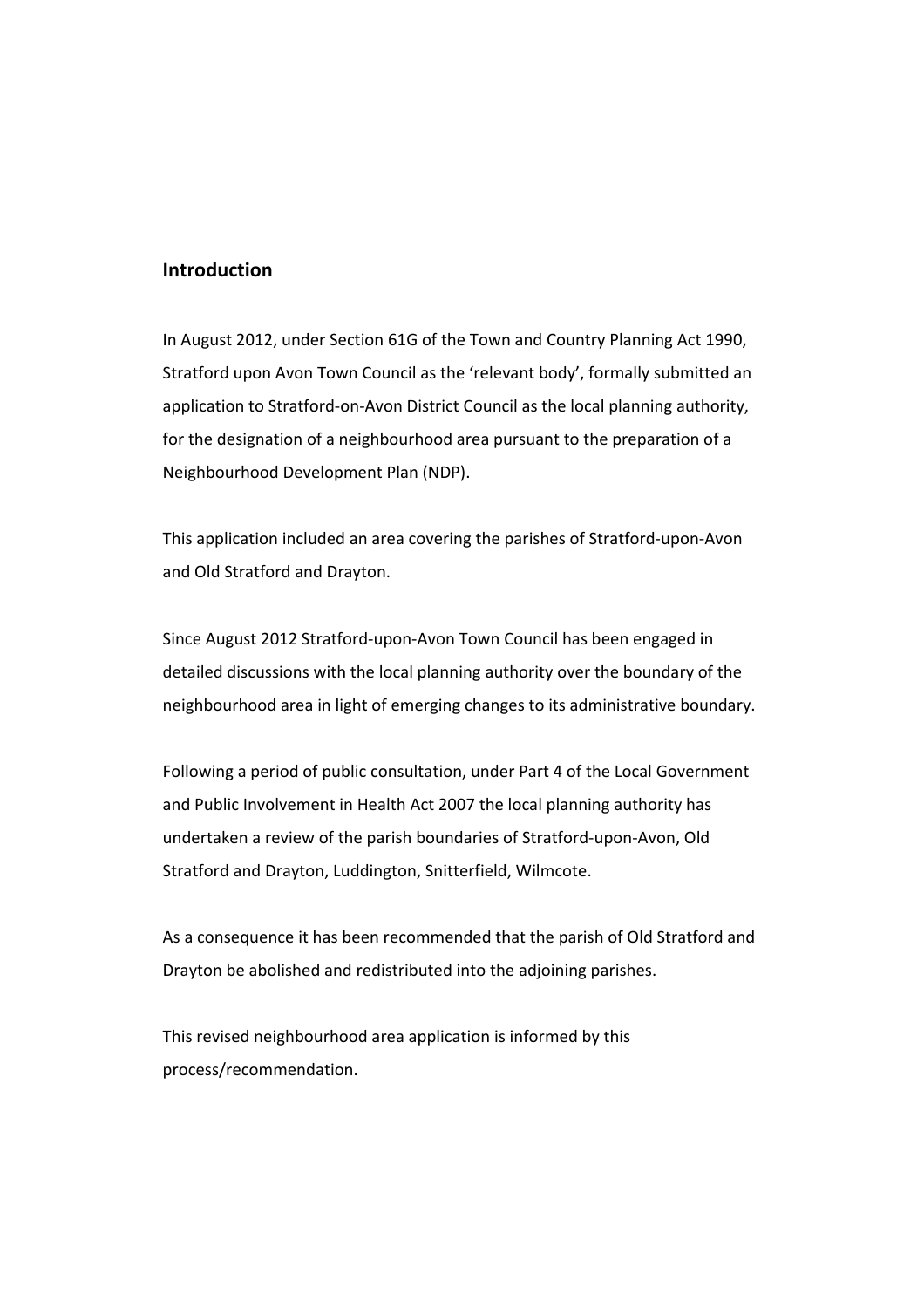## Introduction

In August 2012, under Section 61G of the Town and Country Planning Act 1990, Stratford upon Avon Town Council as the 'relevant body', formally submitted an application to Stratford-on-Avon District Council as the local planning authority, for the designation of a neighbourhood area pursuant to the preparation of a Neighbourhood Development Plan (NDP).

This application included an area covering the parishes of Stratford-upon-Avon and Old Stratford and Drayton.

Since August 2012 Stratford-upon-Avon Town Council has been engaged in detailed discussions with the local planning authority over the boundary of the neighbourhood area in light of emerging changes to its administrative boundary.

Following a period of public consultation, under Part 4 of the Local Government and Public Involvement in Health Act 2007 the local planning authority has undertaken a review of the parish boundaries of Stratford-upon-Avon, Old Stratford and Drayton, Luddington, Snitterfield, Wilmcote.

As a consequence it has been recommended that the parish of Old Stratford and Drayton be abolished and redistributed into the adjoining parishes.

This revised neighbourhood area application is informed by this process/recommendation.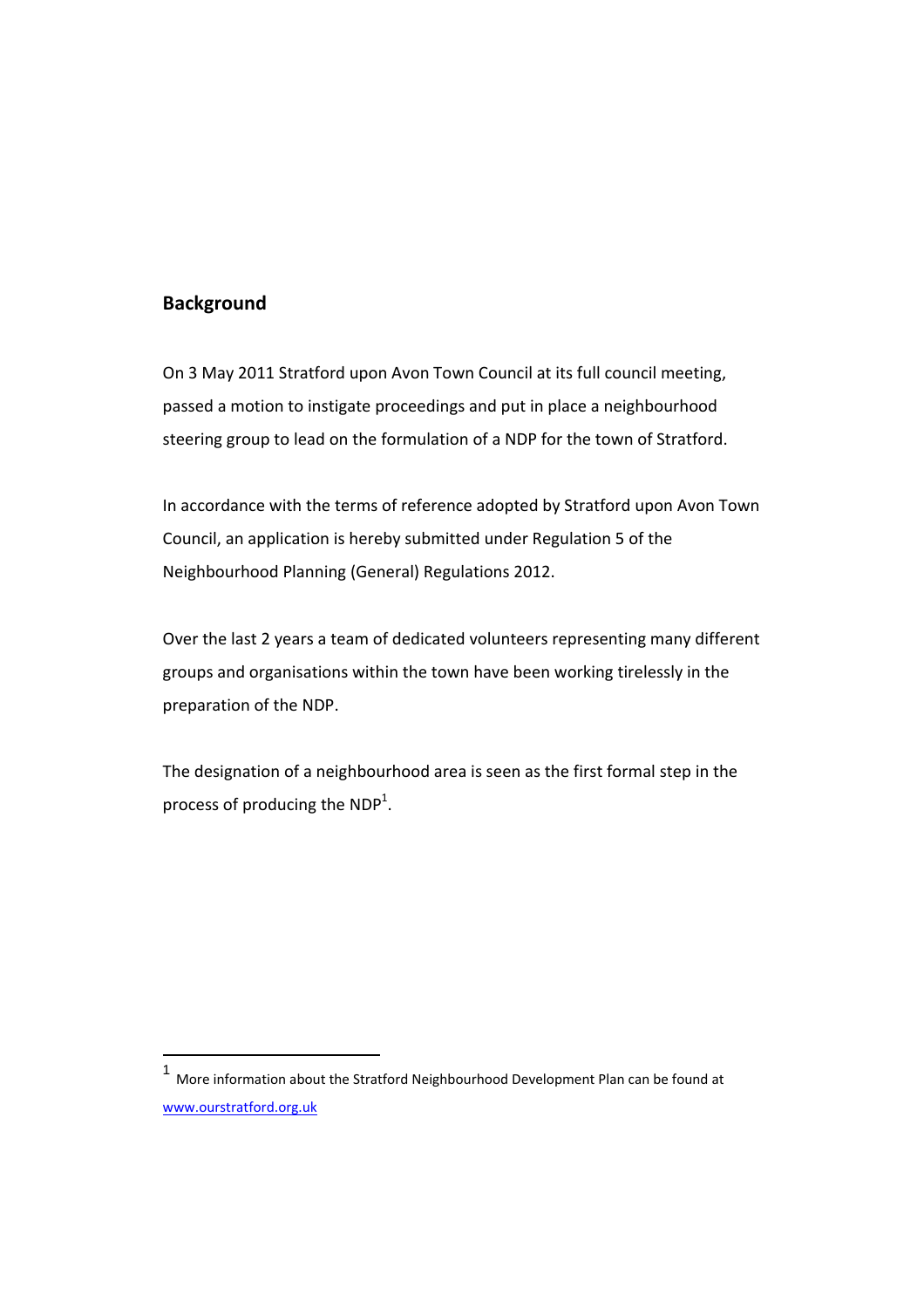## Background

On 3 May 2011 Stratford upon Avon Town Council at its full council meeting, passed a motion to instigate proceedings and put in place a neighbourhood steering group to lead on the formulation of a NDP for the town of Stratford.

In accordance with the terms of reference adopted by Stratford upon Avon Town Council, an application is hereby submitted under Regulation 5 of the Neighbourhood Planning (General) Regulations 2012.

Over the last 2 years a team of dedicated volunteers representing many different groups and organisations within the town have been working tirelessly in the preparation of the NDP.

The designation of a neighbourhood area is seen as the first formal step in the process of producing the NDP[1].

---

[1] More information about the Stratford Neighbourhood Development Plan can be found at www.ourstratford.org.uk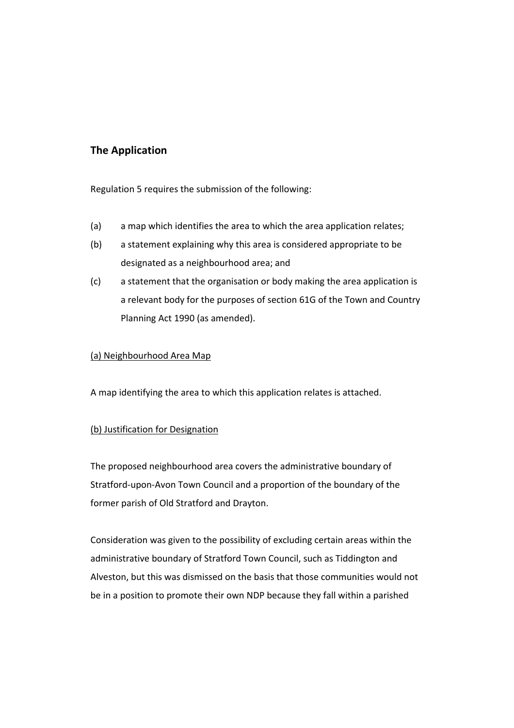## The Application

Regulation 5 requires the submission of the following:

(a) a map which identifies the area to which the area application relates;

(b) a statement explaining why this area is considered appropriate to be designated as a neighbourhood area; and

(c) a statement that the organisation or body making the area application is a relevant body for the purposes of section 61G of the Town and Country Planning Act 1990 (as amended).

<u>(a) Neighbourhood Area Map</u>

A map identifying the area to which this application relates is attached.

<u>(b) Justification for Designation</u>

The proposed neighbourhood area covers the administrative boundary of Stratford-upon-Avon Town Council and a proportion of the boundary of the former parish of Old Stratford and Drayton.

Consideration was given to the possibility of excluding certain areas within the administrative boundary of Stratford Town Council, such as Tiddington and Alveston, but this was dismissed on the basis that those communities would not be in a position to promote their own NDP because they fall within a parished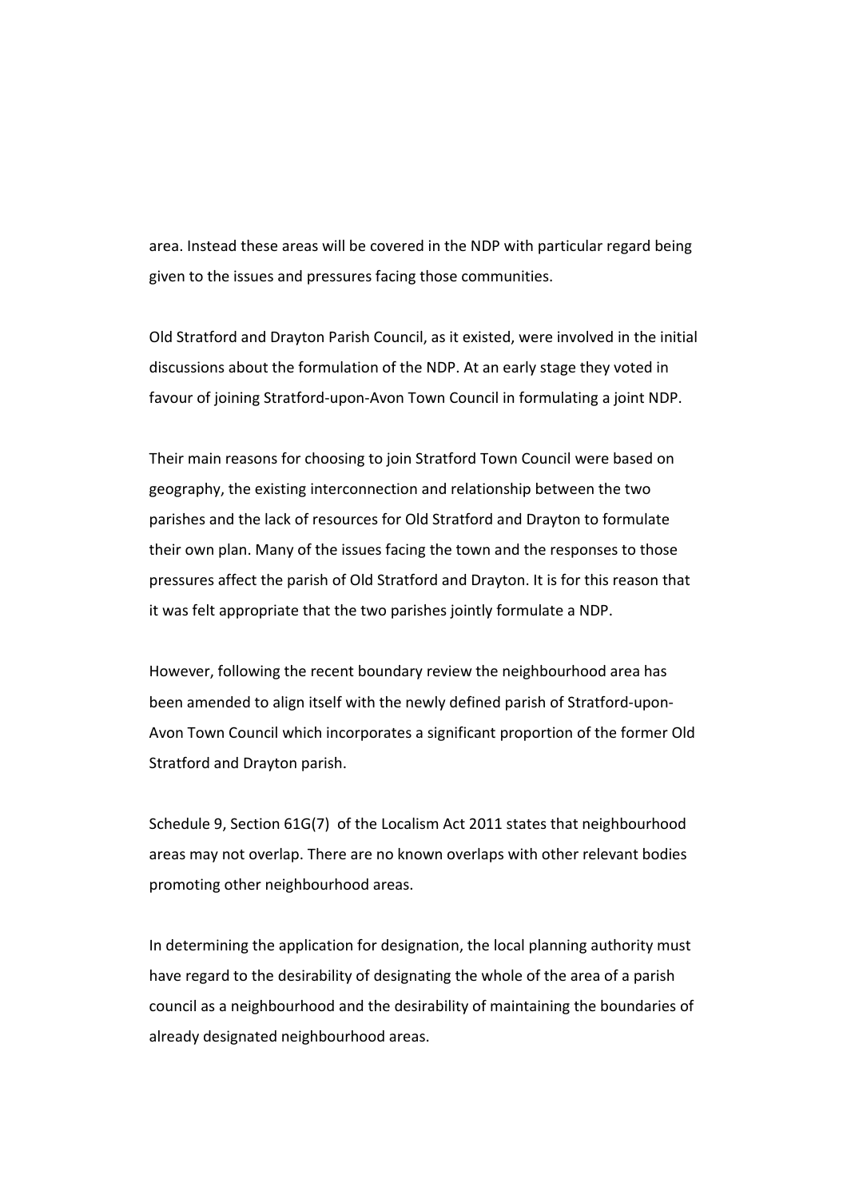area. Instead these areas will be covered in the NDP with particular regard being given to the issues and pressures facing those communities.

Old Stratford and Drayton Parish Council, as it existed, were involved in the initial discussions about the formulation of the NDP. At an early stage they voted in favour of joining Stratford-upon-Avon Town Council in formulating a joint NDP.

Their main reasons for choosing to join Stratford Town Council were based on geography, the existing interconnection and relationship between the two parishes and the lack of resources for Old Stratford and Drayton to formulate their own plan. Many of the issues facing the town and the responses to those pressures affect the parish of Old Stratford and Drayton. It is for this reason that it was felt appropriate that the two parishes jointly formulate a NDP.

However, following the recent boundary review the neighbourhood area has been amended to align itself with the newly defined parish of Stratford-upon-Avon Town Council which incorporates a significant proportion of the former Old Stratford and Drayton parish.

Schedule 9, Section 61G(7) of the Localism Act 2011 states that neighbourhood areas may not overlap. There are no known overlaps with other relevant bodies promoting other neighbourhood areas.

In determining the application for designation, the local planning authority must have regard to the desirability of designating the whole of the area of a parish council as a neighbourhood and the desirability of maintaining the boundaries of already designated neighbourhood areas.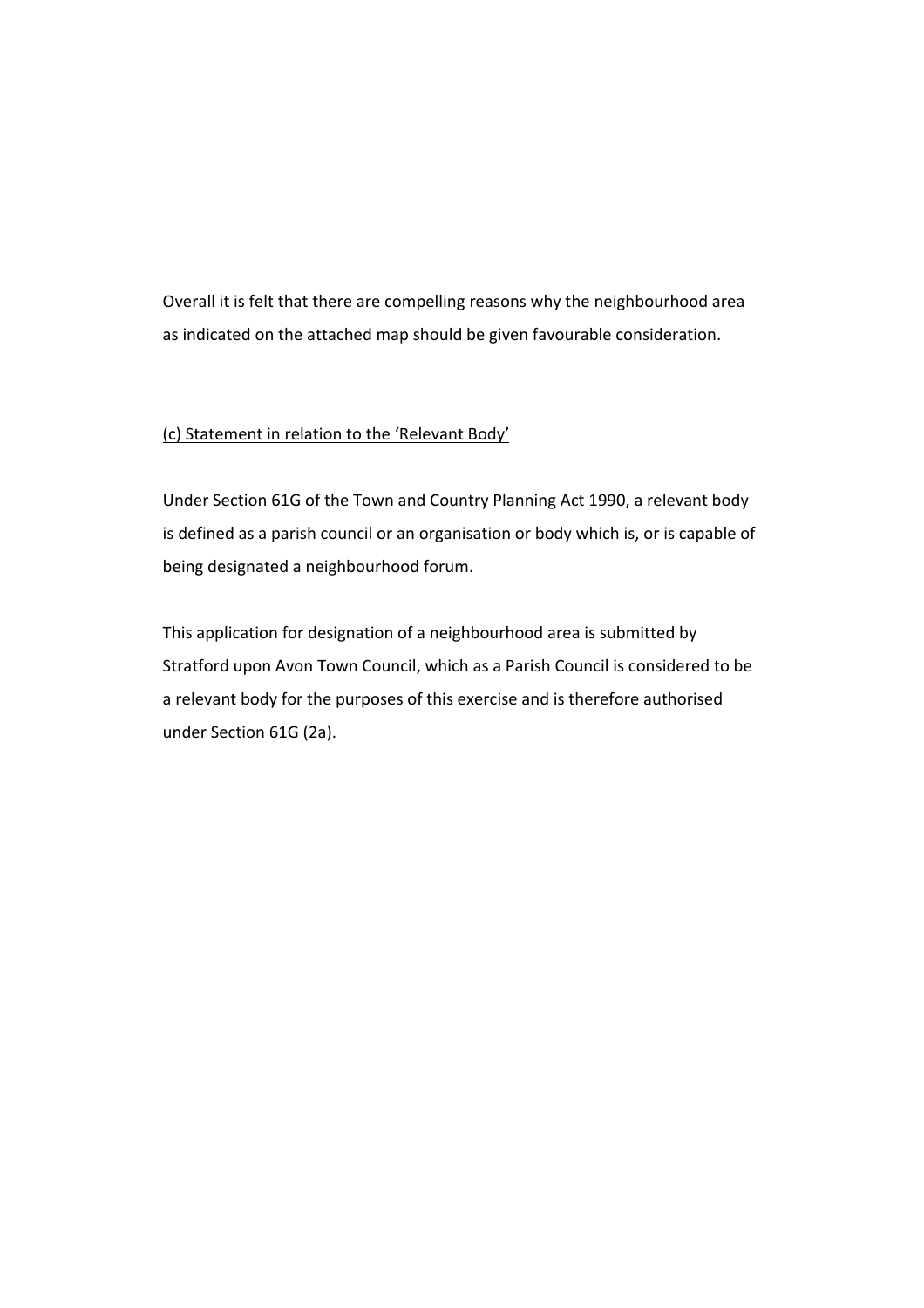Overall it is felt that there are compelling reasons why the neighbourhood area as indicated on the attached map should be given favourable consideration.

<u>(c) Statement in relation to the 'Relevant Body'</u>

Under Section 61G of the Town and Country Planning Act 1990, a relevant body is defined as a parish council or an organisation or body which is, or is capable of being designated a neighbourhood forum.

This application for designation of a neighbourhood area is submitted by Stratford upon Avon Town Council, which as a Parish Council is considered to be a relevant body for the purposes of this exercise and is therefore authorised under Section 61G (2a).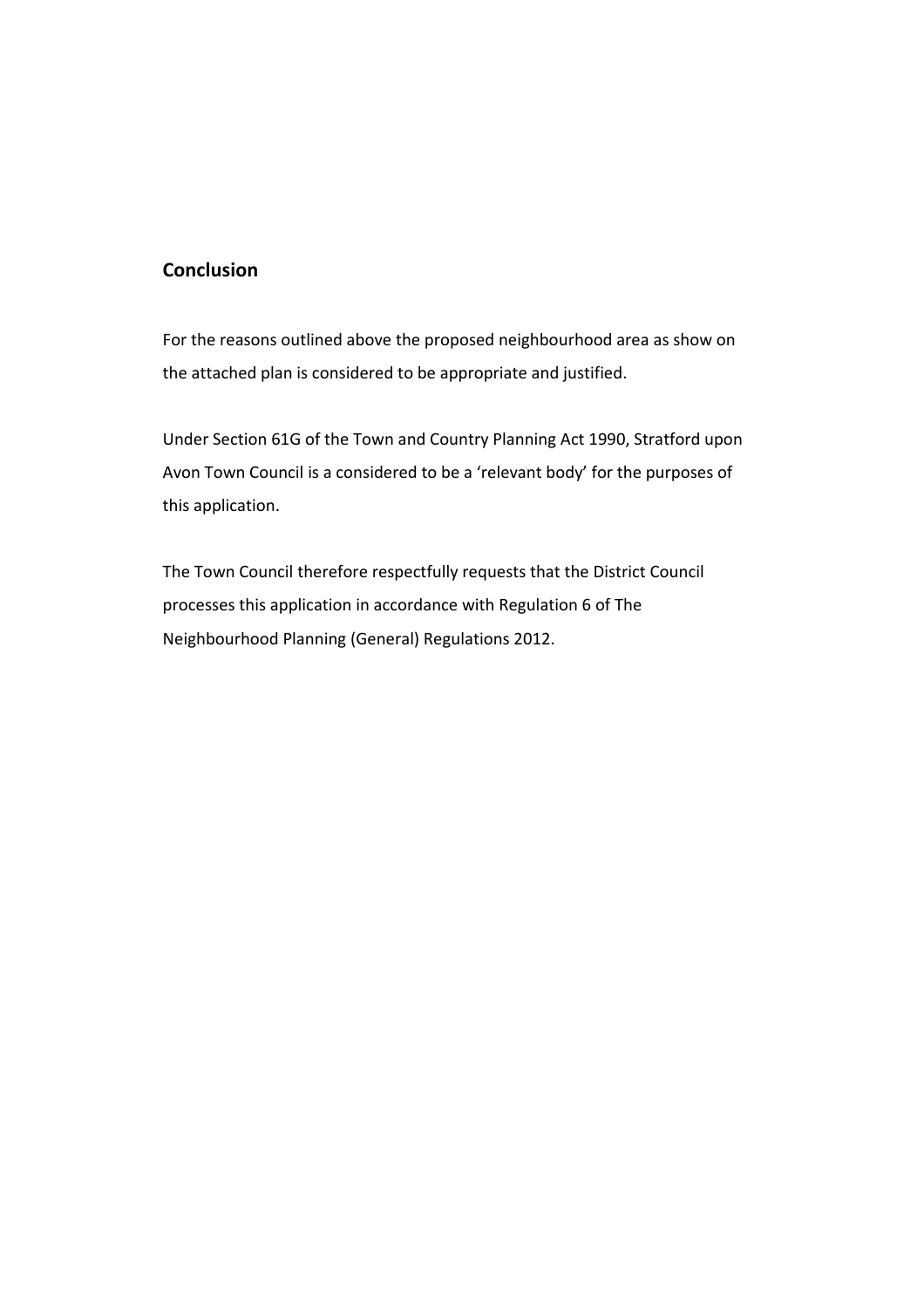## Conclusion

For the reasons outlined above the proposed neighbourhood area as show on the attached plan is considered to be appropriate and justified.

Under Section 61G of the Town and Country Planning Act 1990, Stratford upon Avon Town Council is a considered to be a 'relevant body' for the purposes of this application.

The Town Council therefore respectfully requests that the District Council processes this application in accordance with Regulation 6 of The Neighbourhood Planning (General) Regulations 2012.